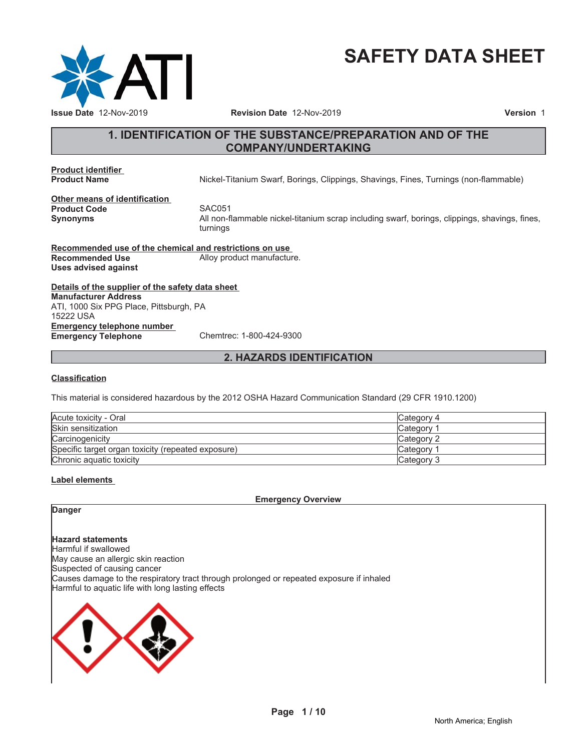# SAFETY DATA SHEET

**Issue Date** 12-Nov-2019 **Revision Date** 12-Nov-2019 **Version** 1

## 1. IDENTIFICATION OF THE SUBSTANCE/PREPARATION AND OF THE COMPANY/UNDERTAKING

**Product identifier**

**Product Name** Nickel-Titanium Swarf, Borings, Clippings, Shavings, Fines, Turnings (non-flammable)

**Other means of identification**

**Product Code** SAC051

**Synonyms** All non-flammable nickel-titanium scrap including swarf, borings, clippings, shavings, fines, turnings

**Recommended use of the chemical and restrictions on use**

**Recommended Use** Alloy product manufacture.

**Uses advised against**

**Details of the supplier of the safety data sheet**

**Manufacturer Address**
ATI, 1000 Six PPG Place, Pittsburgh, PA
15222 USA

**Emergency telephone number**

**Emergency Telephone** Chemtrec: 1-800-424-9300

## 2. HAZARDS IDENTIFICATION

**Classification**

This material is considered hazardous by the 2012 OSHA Hazard Communication Standard (29 CFR 1910.1200)

| | |
|---|---|
| Acute toxicity - Oral | Category 4 |
| Skin sensitization | Category 1 |
| Carcinogenicity | Category 2 |
| Specific target organ toxicity (repeated exposure) | Category 1 |
| Chronic aquatic toxicity | Category 3 |

**Label elements**

**Emergency Overview**

**Danger**

**Hazard statements**

Harmful if swallowed
May cause an allergic skin reaction
Suspected of causing cancer
Causes damage to the respiratory tract through prolonged or repeated exposure if inhaled
Harmful to aquatic life with long lasting effects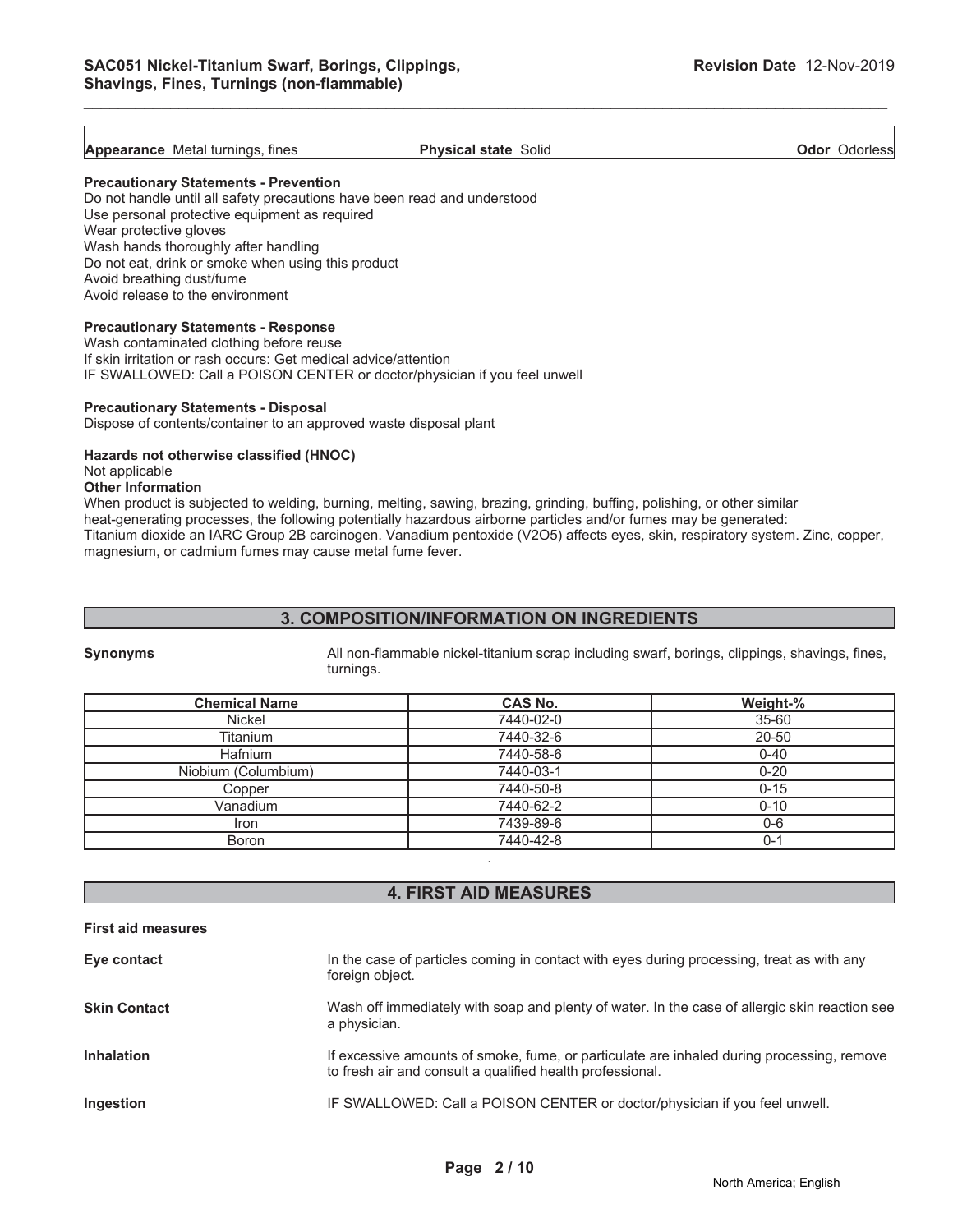**Appearance** Metal turnings, fines **Physical state** Solid **Odor** Odorless

**Precautionary Statements - Prevention**
Do not handle until all safety precautions have been read and understood
Use personal protective equipment as required
Wear protective gloves
Wash hands thoroughly after handling
Do not eat, drink or smoke when using this product
Avoid breathing dust/fume
Avoid release to the environment

**Precautionary Statements - Response**
Wash contaminated clothing before reuse
If skin irritation or rash occurs: Get medical advice/attention
IF SWALLOWED: Call a POISON CENTER or doctor/physician if you feel unwell

**Precautionary Statements - Disposal**
Dispose of contents/container to an approved waste disposal plant

**Hazards not otherwise classified (HNOC)**
Not applicable

**Other Information**
When product is subjected to welding, burning, melting, sawing, brazing, grinding, buffing, polishing, or other similar heat-generating processes, the following potentially hazardous airborne particles and/or fumes may be generated: Titanium dioxide an IARC Group 2B carcinogen. Vanadium pentoxide ($V_2O_5$) affects eyes, skin, respiratory system. Zinc, copper, magnesium, or cadmium fumes may cause metal fume fever.

## 3. COMPOSITION/INFORMATION ON INGREDIENTS

**Synonyms** All non-flammable nickel-titanium scrap including swarf, borings, clippings, shavings, fines, turnings.

| Chemical Name | CAS No. | Weight-% |
|---|---|---|
| Nickel | 7440-02-0 | 35-60 |
| Titanium | 7440-32-6 | 20-50 |
| Hafnium | 7440-58-6 | 0-40 |
| Niobium (Columbium) | 7440-03-1 | 0-20 |
| Copper | 7440-50-8 | 0-15 |
| Vanadium | 7440-62-2 | 0-10 |
| Iron | 7439-89-6 | 0-6 |
| Boron | 7440-42-8 | 0-1 |

## 4. FIRST AID MEASURES

**First aid measures**

**Eye contact** In the case of particles coming in contact with eyes during processing, treat as with any foreign object.

**Skin Contact** Wash off immediately with soap and plenty of water. In the case of allergic skin reaction see a physician.

**Inhalation** If excessive amounts of smoke, fume, or particulate are inhaled during processing, remove to fresh air and consult a qualified health professional.

**Ingestion** IF SWALLOWED: Call a POISON CENTER or doctor/physician if you feel unwell.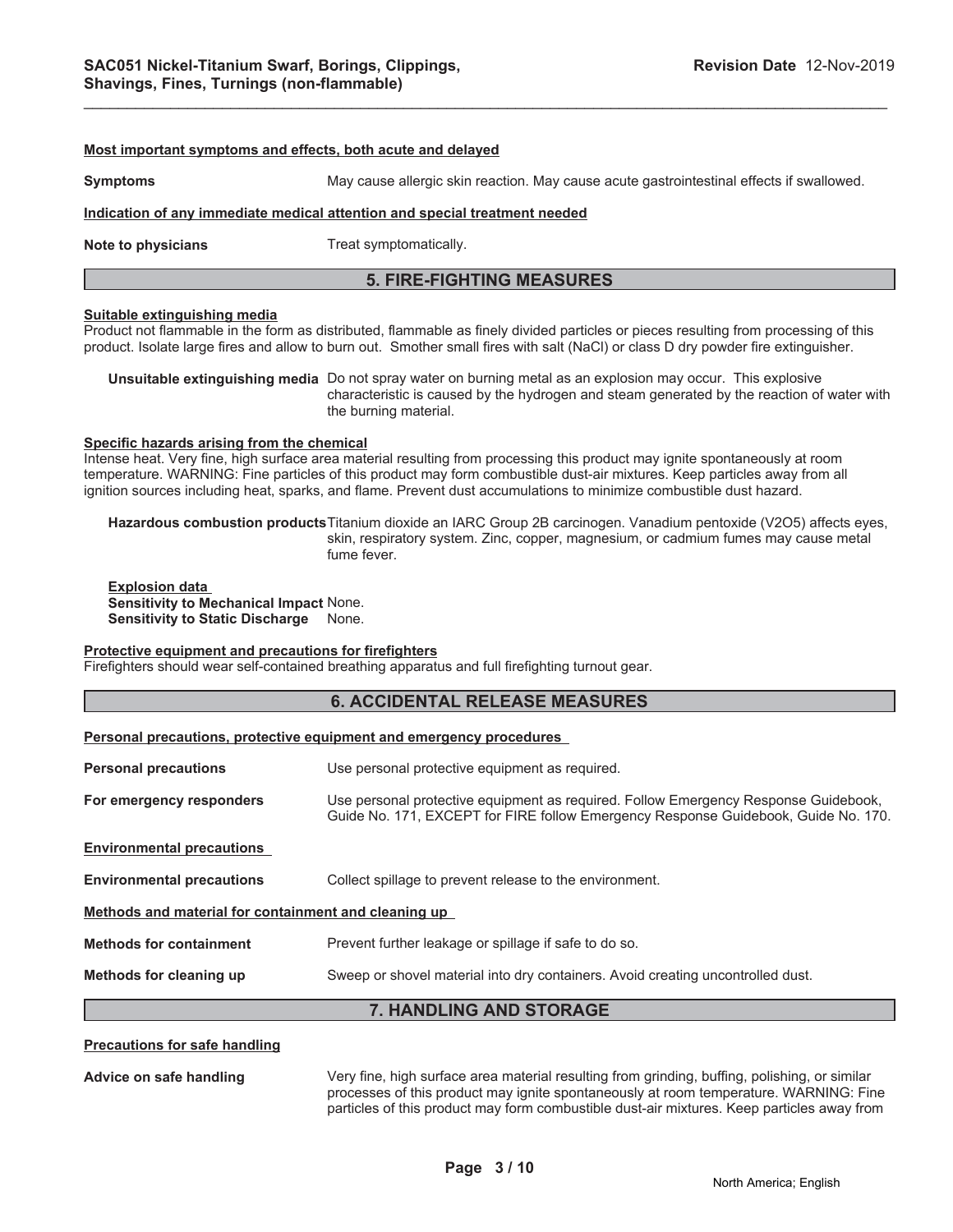**Most important symptoms and effects, both acute and delayed**

**Symptoms** May cause allergic skin reaction. May cause acute gastrointestinal effects if swallowed.

**Indication of any immediate medical attention and special treatment needed**

**Note to physicians** Treat symptomatically.

## 5. FIRE-FIGHTING MEASURES

**Suitable extinguishing media**

Product not flammable in the form as distributed, flammable as finely divided particles or pieces resulting from processing of this product. Isolate large fires and allow to burn out. Smother small fires with salt (NaCl) or class D dry powder fire extinguisher.

**Unsuitable extinguishing media** Do not spray water on burning metal as an explosion may occur. This explosive characteristic is caused by the hydrogen and steam generated by the reaction of water with the burning material.

**Specific hazards arising from the chemical**

Intense heat. Very fine, high surface area material resulting from processing this product may ignite spontaneously at room temperature. WARNING: Fine particles of this product may form combustible dust-air mixtures. Keep particles away from all ignition sources including heat, sparks, and flame. Prevent dust accumulations to minimize combustible dust hazard.

**Hazardous combustion products** Titanium dioxide an IARC Group 2B carcinogen. Vanadium pentoxide ($V_2O_5$) affects eyes, skin, respiratory system. Zinc, copper, magnesium, or cadmium fumes may cause metal fume fever.

**Explosion data**
**Sensitivity to Mechanical Impact** None.
**Sensitivity to Static Discharge** None.

**Protective equipment and precautions for firefighters**

Firefighters should wear self-contained breathing apparatus and full firefighting turnout gear.

## 6. ACCIDENTAL RELEASE MEASURES

**Personal precautions, protective equipment and emergency procedures**

**Personal precautions** Use personal protective equipment as required.

**For emergency responders** Use personal protective equipment as required. Follow Emergency Response Guidebook, Guide No. 171, EXCEPT for FIRE follow Emergency Response Guidebook, Guide No. 170.

**Environmental precautions**

**Environmental precautions** Collect spillage to prevent release to the environment.

**Methods and material for containment and cleaning up**

**Methods for containment** Prevent further leakage or spillage if safe to do so.

**Methods for cleaning up** Sweep or shovel material into dry containers. Avoid creating uncontrolled dust.

## 7. HANDLING AND STORAGE

**Precautions for safe handling**

**Advice on safe handling** Very fine, high surface area material resulting from grinding, buffing, polishing, or similar processes of this product may ignite spontaneously at room temperature. WARNING: Fine particles of this product may form combustible dust-air mixtures. Keep particles away from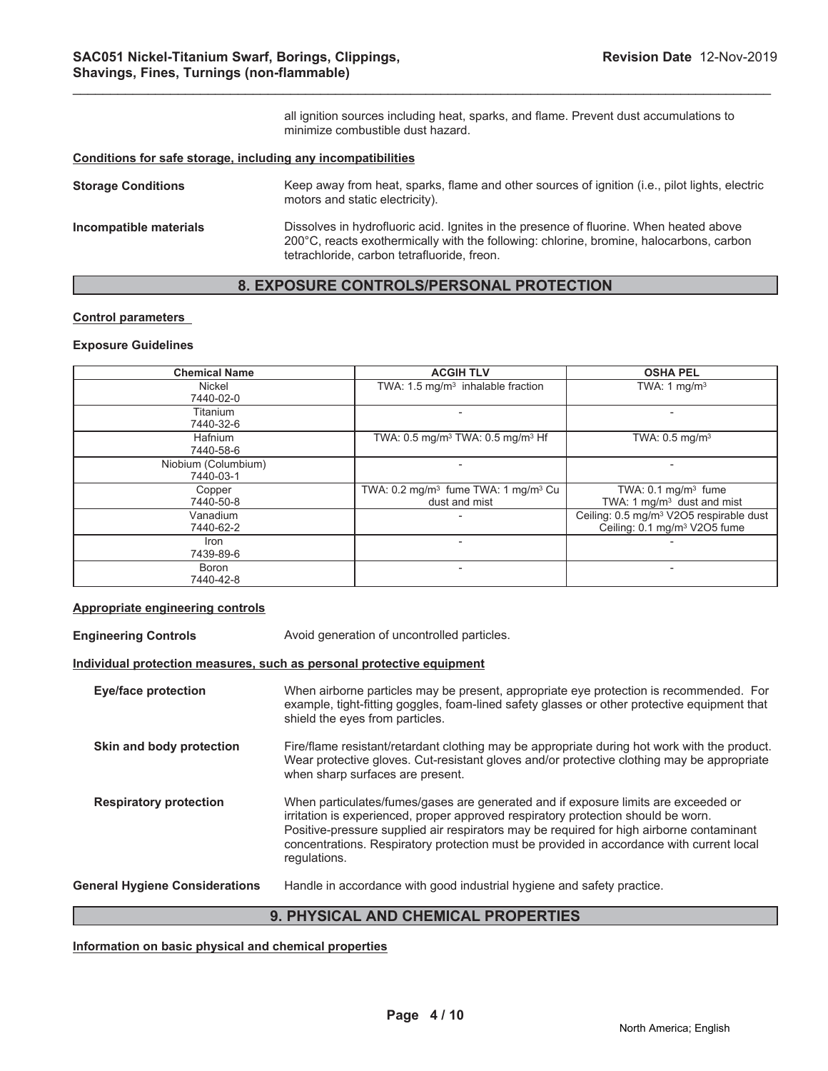all ignition sources including heat, sparks, and flame. Prevent dust accumulations to minimize combustible dust hazard.

**Conditions for safe storage, including any incompatibilities**

**Storage Conditions** Keep away from heat, sparks, flame and other sources of ignition (i.e., pilot lights, electric motors and static electricity).

**Incompatible materials** Dissolves in hydrofluoric acid. Ignites in the presence of fluorine. When heated above 200°C, reacts exothermically with the following: chlorine, bromine, halocarbons, carbon tetrachloride, carbon tetrafluoride, freon.

## 8. EXPOSURE CONTROLS/PERSONAL PROTECTION

**Control parameters**

**Exposure Guidelines**

| Chemical Name | ACGIH TLV | OSHA PEL |
|---|---|---|
| Nickel 7440-02-0 | TWA: 1.5 mg/m³ inhalable fraction | TWA: 1 mg/m³ |
| Titanium 7440-32-6 | - | - |
| Hafnium 7440-58-6 | TWA: 0.5 mg/m³ TWA: 0.5 mg/m³ Hf | TWA: 0.5 mg/m³ |
| Niobium (Columbium) 7440-03-1 | - | - |
| Copper 7440-50-8 | TWA: 0.2 mg/m³ fume TWA: 1 mg/m³ Cu dust and mist | TWA: 0.1 mg/m³ fume TWA: 1 mg/m³ dust and mist |
| Vanadium 7440-62-2 | - | Ceiling: 0.5 mg/m³ V2O5 respirable dust Ceiling: 0.1 mg/m³ V2O5 fume |
| Iron 7439-89-6 | - | - |
| Boron 7440-42-8 | - | - |

**Appropriate engineering controls**

**Engineering Controls** Avoid generation of uncontrolled particles.

**Individual protection measures, such as personal protective equipment**

**Eye/face protection** When airborne particles may be present, appropriate eye protection is recommended. For example, tight-fitting goggles, foam-lined safety glasses or other protective equipment that shield the eyes from particles.

**Skin and body protection** Fire/flame resistant/retardant clothing may be appropriate during hot work with the product. Wear protective gloves. Cut-resistant gloves and/or protective clothing may be appropriate when sharp surfaces are present.

**Respiratory protection** When particulates/fumes/gases are generated and if exposure limits are exceeded or irritation is experienced, proper approved respiratory protection should be worn. Positive-pressure supplied air respirators may be required for high airborne contaminant concentrations. Respiratory protection must be provided in accordance with current local regulations.

**General Hygiene Considerations** Handle in accordance with good industrial hygiene and safety practice.

## 9. PHYSICAL AND CHEMICAL PROPERTIES

**Information on basic physical and chemical properties**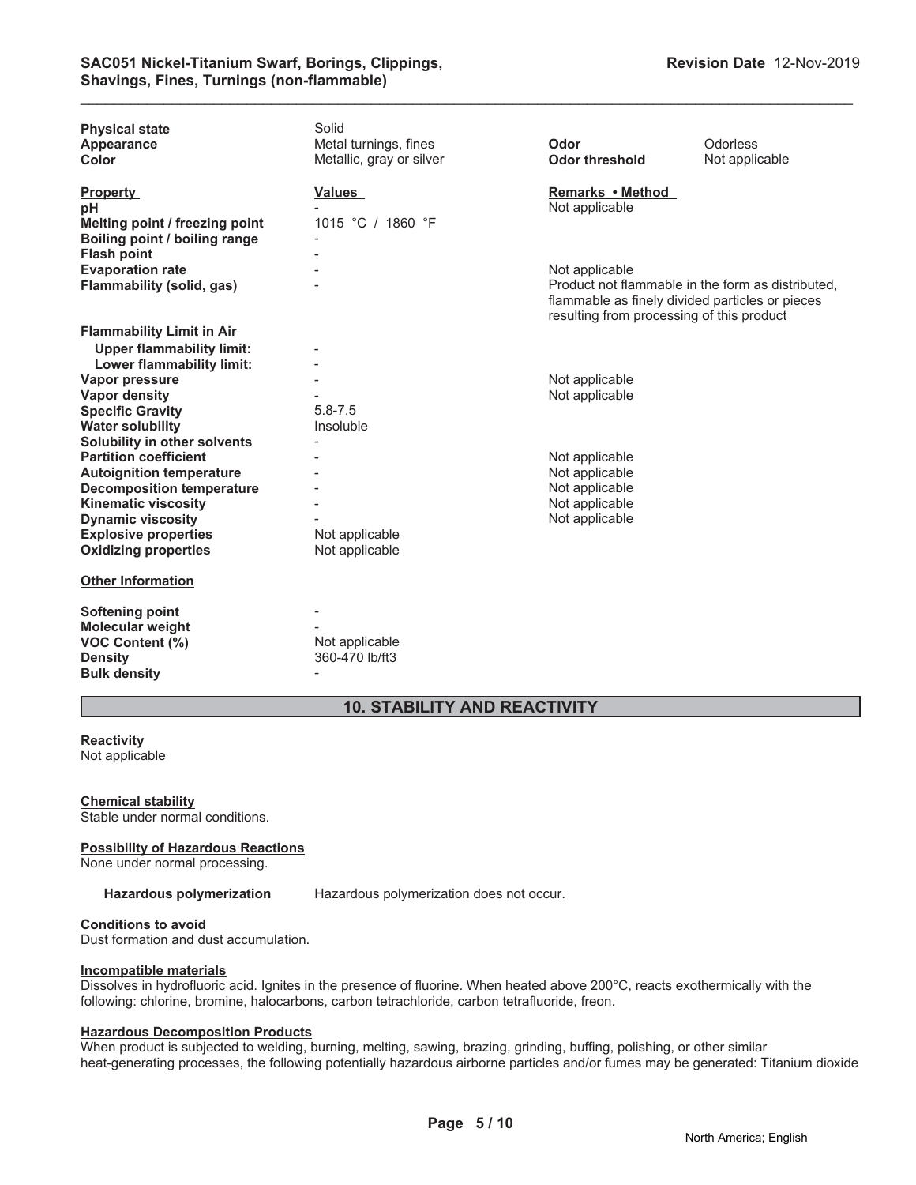| | | | |
|---|---|---|---|
| **Physical state** | Solid | | |
| **Appearance** | Metal turnings, fines | **Odor** | Odorless |
| **Color** | Metallic, gray or silver | **Odor threshold** | Not applicable |

| **Property** | **Values** | **Remarks • Method** |
|---|---|---|
| **pH** | - | Not applicable |
| **Melting point / freezing point** | 1015 °C / 1860 °F | |
| **Boiling point / boiling range** | - | |
| **Flash point** | - | |
| **Evaporation rate** | - | Not applicable |
| **Flammability (solid, gas)** | - | Product not flammable in the form as distributed, flammable as finely divided particles or pieces resulting from processing of this product |
| **Flammability Limit in Air** | | |
| **Upper flammability limit:** | - | |
| **Lower flammability limit:** | - | |
| **Vapor pressure** | - | Not applicable |
| **Vapor density** | - | Not applicable |
| **Specific Gravity** | 5.8-7.5 | |
| **Water solubility** | Insoluble | |
| **Solubility in other solvents** | - | |
| **Partition coefficient** | - | Not applicable |
| **Autoignition temperature** | - | Not applicable |
| **Decomposition temperature** | - | Not applicable |
| **Kinematic viscosity** | - | Not applicable |
| **Dynamic viscosity** | - | Not applicable |
| **Explosive properties** | Not applicable | |
| **Oxidizing properties** | Not applicable | |

**Other Information**

| | |
|---|---|
| **Softening point** | - |
| **Molecular weight** | - |
| **VOC Content (%)** | Not applicable |
| **Density** | 360-470 lb/ft3 |
| **Bulk density** | - |

## 10. STABILITY AND REACTIVITY

**Reactivity**
Not applicable

**Chemical stability**
Stable under normal conditions.

**Possibility of Hazardous Reactions**
None under normal processing.

**Hazardous polymerization** Hazardous polymerization does not occur.

**Conditions to avoid**
Dust formation and dust accumulation.

**Incompatible materials**
Dissolves in hydrofluoric acid. Ignites in the presence of fluorine. When heated above 200°C, reacts exothermically with the following: chlorine, bromine, halocarbons, carbon tetrachloride, carbon tetrafluoride, freon.

**Hazardous Decomposition Products**
When product is subjected to welding, burning, melting, sawing, brazing, grinding, buffing, polishing, or other similar heat-generating processes, the following potentially hazardous airborne particles and/or fumes may be generated: Titanium dioxide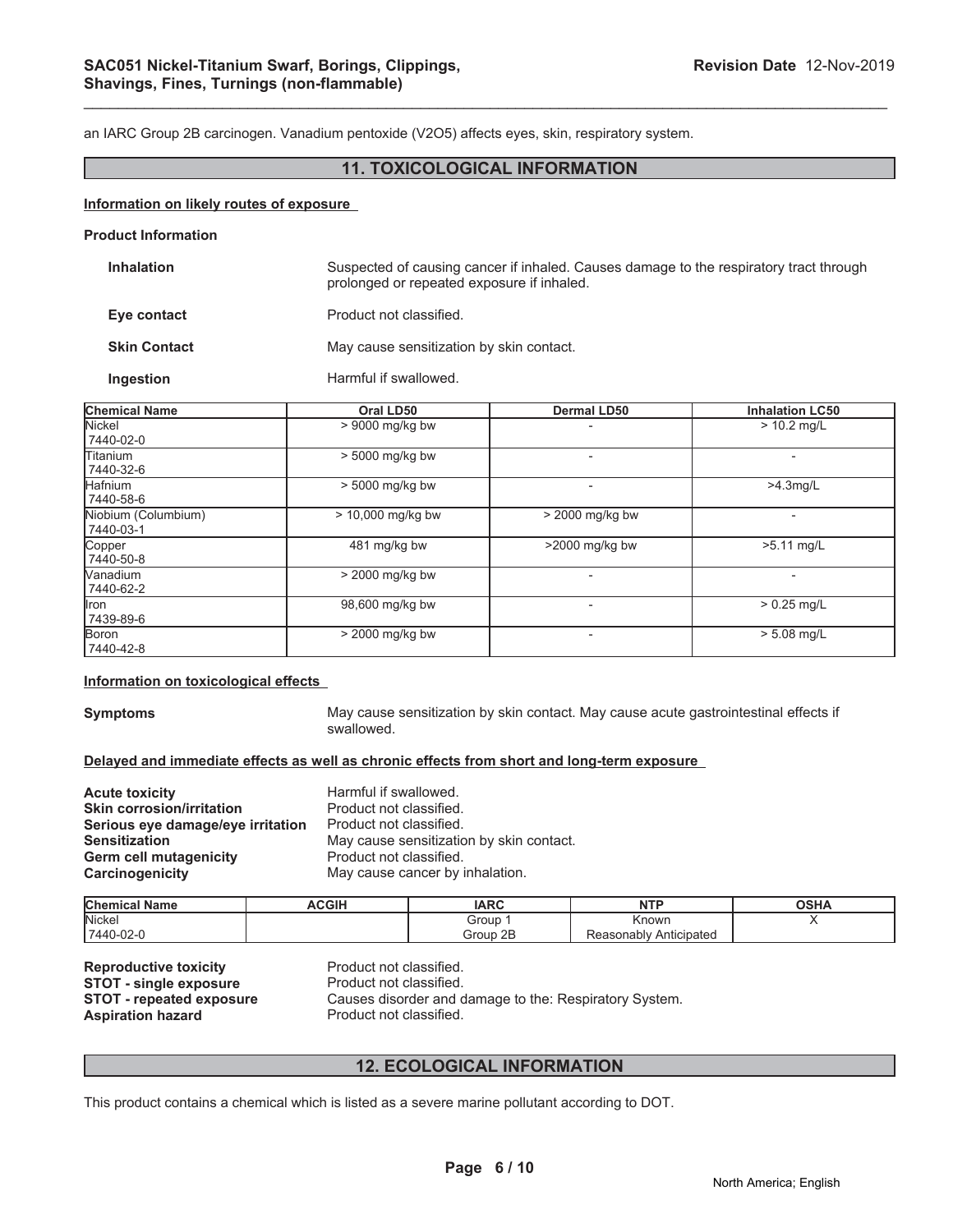an IARC Group 2B carcinogen. Vanadium pentoxide ($V_2O_5$) affects eyes, skin, respiratory system.

## 11. TOXICOLOGICAL INFORMATION

### Information on likely routes of exposure

**Product Information**

**Inhalation** Suspected of causing cancer if inhaled. Causes damage to the respiratory tract through prolonged or repeated exposure if inhaled.

**Eye contact** Product not classified.

**Skin Contact** May cause sensitization by skin contact.

**Ingestion** Harmful if swallowed.

| Chemical Name | Oral LD50 | Dermal LD50 | Inhalation LC50 |
|---|---|---|---|
| Nickel<br>7440-02-0 | > 9000 mg/kg bw | - | > 10.2 mg/L |
| Titanium<br>7440-32-6 | > 5000 mg/kg bw | - | - |
| Hafnium<br>7440-58-6 | > 5000 mg/kg bw | - | >4.3mg/L |
| Niobium (Columbium)<br>7440-03-1 | > 10,000 mg/kg bw | > 2000 mg/kg bw | - |
| Copper<br>7440-50-8 | 481 mg/kg bw | >2000 mg/kg bw | >5.11 mg/L |
| Vanadium<br>7440-62-2 | > 2000 mg/kg bw | - | - |
| Iron<br>7439-89-6 | 98,600 mg/kg bw | - | > 0.25 mg/L |
| Boron<br>7440-42-8 | > 2000 mg/kg bw | - | > 5.08 mg/L |

### Information on toxicological effects

**Symptoms** May cause sensitization by skin contact. May cause acute gastrointestinal effects if swallowed.

### Delayed and immediate effects as well as chronic effects from short and long-term exposure

**Acute toxicity** Harmful if swallowed.
**Skin corrosion/irritation** Product not classified.
**Serious eye damage/eye irritation** Product not classified.
**Sensitization** May cause sensitization by skin contact.
**Germ cell mutagenicity** Product not classified.
**Carcinogenicity** May cause cancer by inhalation.

| Chemical Name | ACGIH | IARC | NTP | OSHA |
|---|---|---|---|---|
| Nickel<br>7440-02-0 | | Group 1<br>Group 2B | Known<br>Reasonably Anticipated | X |

**Reproductive toxicity** Product not classified.
**STOT - single exposure** Product not classified.
**STOT - repeated exposure** Causes disorder and damage to the: Respiratory System.
**Aspiration hazard** Product not classified.

## 12. ECOLOGICAL INFORMATION

This product contains a chemical which is listed as a severe marine pollutant according to DOT.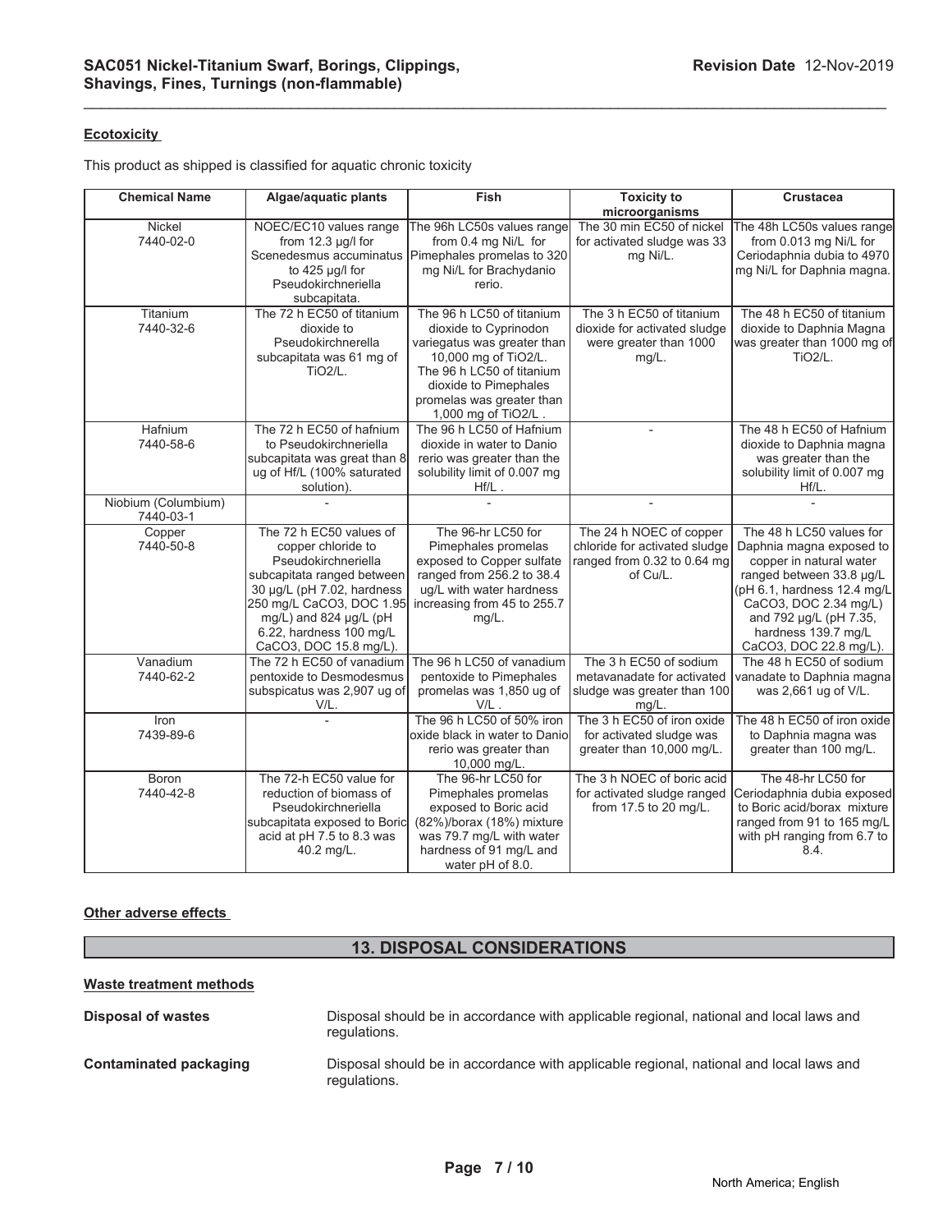**Ecotoxicity**

This product as shipped is classified for aquatic chronic toxicity

| Chemical Name | Algae/aquatic plants | Fish | Toxicity to microorganisms | Crustacea |
|---|---|---|---|---|
| Nickel 7440-02-0 | NOEC/EC10 values range from 12.3 µg/l for Scenedesmus accuminatus to 425 µg/l for Pseudokirchneriella subcapitata. | The 96h LC50s values range from 0.4 mg Ni/L for Pimephales promelas to 320 mg Ni/L for Brachydanio rerio. | The 30 min EC50 of nickel for activated sludge was 33 mg Ni/L. | The 48h LC50s values range from 0.013 mg Ni/L for Ceriodaphnia dubia to 4970 mg Ni/L for Daphnia magna. |
| Titanium 7440-32-6 | The 72 h EC50 of titanium dioxide to Pseudokirchnerella subcapitata was 61 mg of $TiO_2$/L. | The 96 h LC50 of titanium dioxide to Cyprinodon variegatus was greater than 10,000 mg of $TiO_2$/L. The 96 h LC50 of titanium dioxide to Pimephales promelas was greater than 1,000 mg of $TiO_2$/L . | The 3 h EC50 of titanium dioxide for activated sludge were greater than 1000 mg/L. | The 48 h EC50 of titanium dioxide to Daphnia Magna was greater than 1000 mg of $TiO_2$/L. |
| Hafnium 7440-58-6 | The 72 h EC50 of hafnium to Pseudokirchneriella subcapitata was great than 8 ug of Hf/L (100% saturated solution). | The 96 h LC50 of Hafnium dioxide in water to Danio rerio was greater than the solubility limit of 0.007 mg Hf/L . | - | The 48 h EC50 of Hafnium dioxide to Daphnia magna was greater than the solubility limit of 0.007 mg Hf/L. |
| Niobium (Columbium) 7440-03-1 | - | - | - | - |
| Copper 7440-50-8 | The 72 h EC50 values of copper chloride to Pseudokirchneriella subcapitata ranged between 30 µg/L (pH 7.02, hardness 250 mg/L $CaCO_3$, DOC 1.95 mg/L) and 824 µg/L (pH 6.22, hardness 100 mg/L $CaCO_3$, DOC 15.8 mg/L). | The 96-hr LC50 for Pimephales promelas exposed to Copper sulfate ranged from 256.2 to 38.4 ug/L with water hardness increasing from 45 to 255.7 mg/L. | The 24 h NOEC of copper chloride for activated sludge ranged from 0.32 to 0.64 mg of Cu/L. | The 48 h LC50 values for Daphnia magna exposed to copper in natural water ranged between 33.8 µg/L (pH 6.1, hardness 12.4 mg/L $CaCO_3$, DOC 2.34 mg/L) and 792 µg/L (pH 7.35, hardness 139.7 mg/L $CaCO_3$, DOC 22.8 mg/L). |
| Vanadium 7440-62-2 | The 72 h EC50 of vanadium pentoxide to Desmodesmus subspicatus was 2,907 ug of V/L. | The 96 h LC50 of vanadium pentoxide to Pimephales promelas was 1,850 ug of V/L . | The 3 h EC50 of sodium metavanadate for activated sludge was greater than 100 mg/L. | The 48 h EC50 of sodium vanadate to Daphnia magna was 2,661 ug of V/L. |
| Iron 7439-89-6 | - | The 96 h LC50 of 50% iron oxide black in water to Danio rerio was greater than 10,000 mg/L. | The 3 h EC50 of iron oxide for activated sludge was greater than 10,000 mg/L. | The 48 h EC50 of iron oxide to Daphnia magna was greater than 100 mg/L. |
| Boron 7440-42-8 | The 72-h EC50 value for reduction of biomass of Pseudokirchneriella subcapitata exposed to Boric acid at pH 7.5 to 8.3 was 40.2 mg/L. | The 96-hr LC50 for Pimephales promelas exposed to Boric acid (82%)/borax (18%) mixture was 79.7 mg/L with water hardness of 91 mg/L and water pH of 8.0. | The 3 h NOEC of boric acid for activated sludge ranged from 17.5 to 20 mg/L. | The 48-hr LC50 for Ceriodaphnia dubia exposed to Boric acid/borax mixture ranged from 91 to 165 mg/L with pH ranging from 6.7 to 8.4. |

**Other adverse effects**

## 13. DISPOSAL CONSIDERATIONS

**Waste treatment methods**

**Disposal of wastes** Disposal should be in accordance with applicable regional, national and local laws and regulations.

**Contaminated packaging** Disposal should be in accordance with applicable regional, national and local laws and regulations.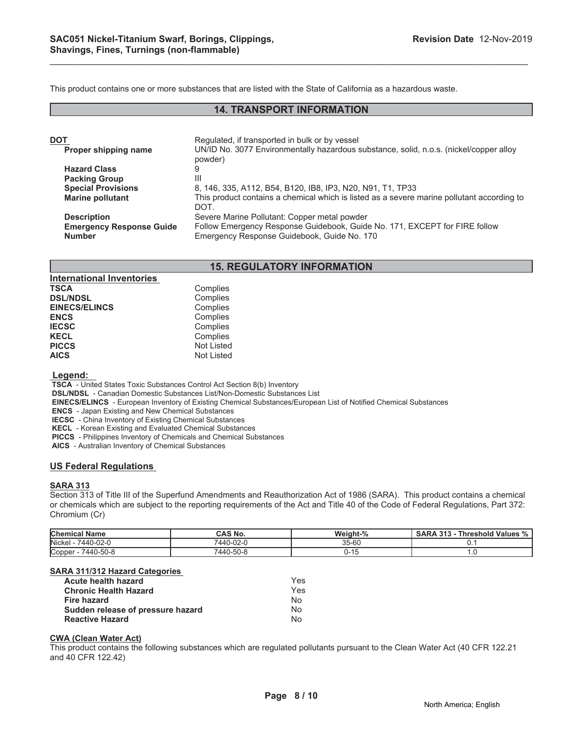This product contains one or more substances that are listed with the State of California as a hazardous waste.

## 14. TRANSPORT INFORMATION

**DOT** Regulated, if transported in bulk or by vessel

| | |
|---|---|
| **Proper shipping name** | UN/ID No. 3077 Environmentally hazardous substance, solid, n.o.s. (nickel/copper alloy powder) |
| **Hazard Class** | 9 |
| **Packing Group** | III |
| **Special Provisions** | 8, 146, 335, A112, B54, B120, IB8, IP3, N20, N91, T1, TP33 |
| **Marine pollutant** | This product contains a chemical which is listed as a severe marine pollutant according to DOT. |
| **Description** | Severe Marine Pollutant: Copper metal powder |
| **Emergency Response Guide Number** | Follow Emergency Response Guidebook, Guide No. 171, EXCEPT for FIRE follow Emergency Response Guidebook, Guide No. 170 |

## 15. REGULATORY INFORMATION

**International Inventories**

| | |
|---|---|
| **TSCA** | Complies |
| **DSL/NDSL** | Complies |
| **EINECS/ELINCS** | Complies |
| **ENCS** | Complies |
| **IECSC** | Complies |
| **KECL** | Complies |
| **PICCS** | Not Listed |
| **AICS** | Not Listed |

**Legend:**

**TSCA** - United States Toxic Substances Control Act Section 8(b) Inventory
**DSL/NDSL** - Canadian Domestic Substances List/Non-Domestic Substances List
**EINECS/ELINCS** - European Inventory of Existing Chemical Substances/European List of Notified Chemical Substances
**ENCS** - Japan Existing and New Chemical Substances
**IECSC** - China Inventory of Existing Chemical Substances
**KECL** - Korean Existing and Evaluated Chemical Substances
**PICCS** - Philippines Inventory of Chemicals and Chemical Substances
**AICS** - Australian Inventory of Chemical Substances

### US Federal Regulations

**SARA 313**

Section 313 of Title III of the Superfund Amendments and Reauthorization Act of 1986 (SARA). This product contains a chemical or chemicals which are subject to the reporting requirements of the Act and Title 40 of the Code of Federal Regulations, Part 372: Chromium (Cr)

| Chemical Name | CAS No. | Weight-% | SARA 313 - Threshold Values % |
|---|---|---|---|
| Nickel - 7440-02-0 | 7440-02-0 | 35-60 | 0.1 |
| Copper - 7440-50-8 | 7440-50-8 | 0-15 | 1.0 |

**SARA 311/312 Hazard Categories**

| | |
|---|---|
| **Acute health hazard** | Yes |
| **Chronic Health Hazard** | Yes |
| **Fire hazard** | No |
| **Sudden release of pressure hazard** | No |
| **Reactive Hazard** | No |

**CWA (Clean Water Act)**

This product contains the following substances which are regulated pollutants pursuant to the Clean Water Act (40 CFR 122.21 and 40 CFR 122.42)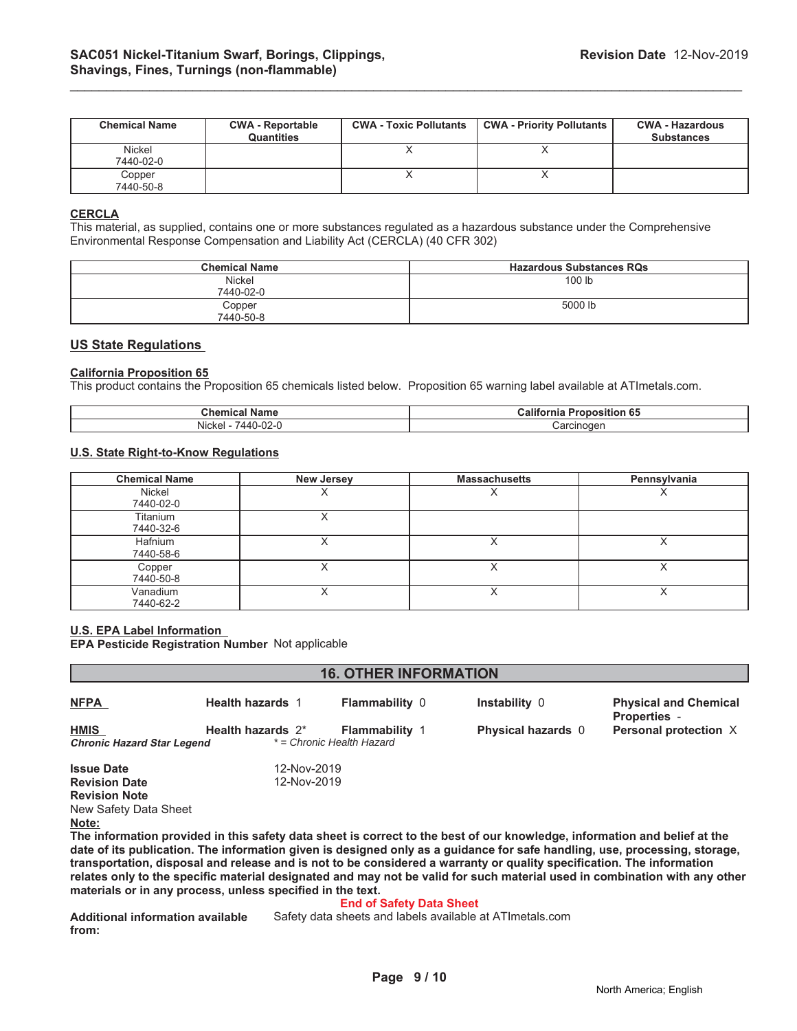| Chemical Name | CWA - Reportable Quantities | CWA - Toxic Pollutants | CWA - Priority Pollutants | CWA - Hazardous Substances |
|---|---|---|---|---|
| Nickel 7440-02-0 | | X | X | |
| Copper 7440-50-8 | | X | X | |

**CERCLA**

This material, as supplied, contains one or more substances regulated as a hazardous substance under the Comprehensive Environmental Response Compensation and Liability Act (CERCLA) (40 CFR 302)

| Chemical Name | Hazardous Substances RQs |
|---|---|
| Nickel 7440-02-0 | 100 lb |
| Copper 7440-50-8 | 5000 lb |

## US State Regulations

**California Proposition 65**

This product contains the Proposition 65 chemicals listed below. Proposition 65 warning label available at ATImetals.com.

| Chemical Name | California Proposition 65 |
|---|---|
| Nickel - 7440-02-0 | Carcinogen |

**U.S. State Right-to-Know Regulations**

| Chemical Name | New Jersey | Massachusetts | Pennsylvania |
|---|---|---|---|
| Nickel 7440-02-0 | X | X | X |
| Titanium 7440-32-6 | X | | |
| Hafnium 7440-58-6 | X | X | X |
| Copper 7440-50-8 | X | X | X |
| Vanadium 7440-62-2 | X | X | X |

**U.S. EPA Label Information**

**EPA Pesticide Registration Number** Not applicable

## 16. OTHER INFORMATION

| | | | | |
|---|---|---|---|---|
| **NFPA** | **Health hazards** 1 | **Flammability** 0 | **Instability** 0 | **Physical and Chemical Properties** - |
| **HMIS** | **Health hazards** 2* | **Flammability** 1 | **Physical hazards** 0 | **Personal protection** X |

***Chronic Hazard Star Legend*** *\* = Chronic Health Hazard*

**Issue Date** 12-Nov-2019
**Revision Date** 12-Nov-2019
**Revision Note**
New Safety Data Sheet

**Note:**

**The information provided in this safety data sheet is correct to the best of our knowledge, information and belief at the date of its publication. The information given is designed only as a guidance for safe handling, use, processing, storage, transportation, disposal and release and is not to be considered a warranty or quality specification. The information relates only to the specific material designated and may not be valid for such material used in combination with any other materials or in any process, unless specified in the text.**

**End of Safety Data Sheet**

**Additional information available from:** Safety data sheets and labels available at ATImetals.com